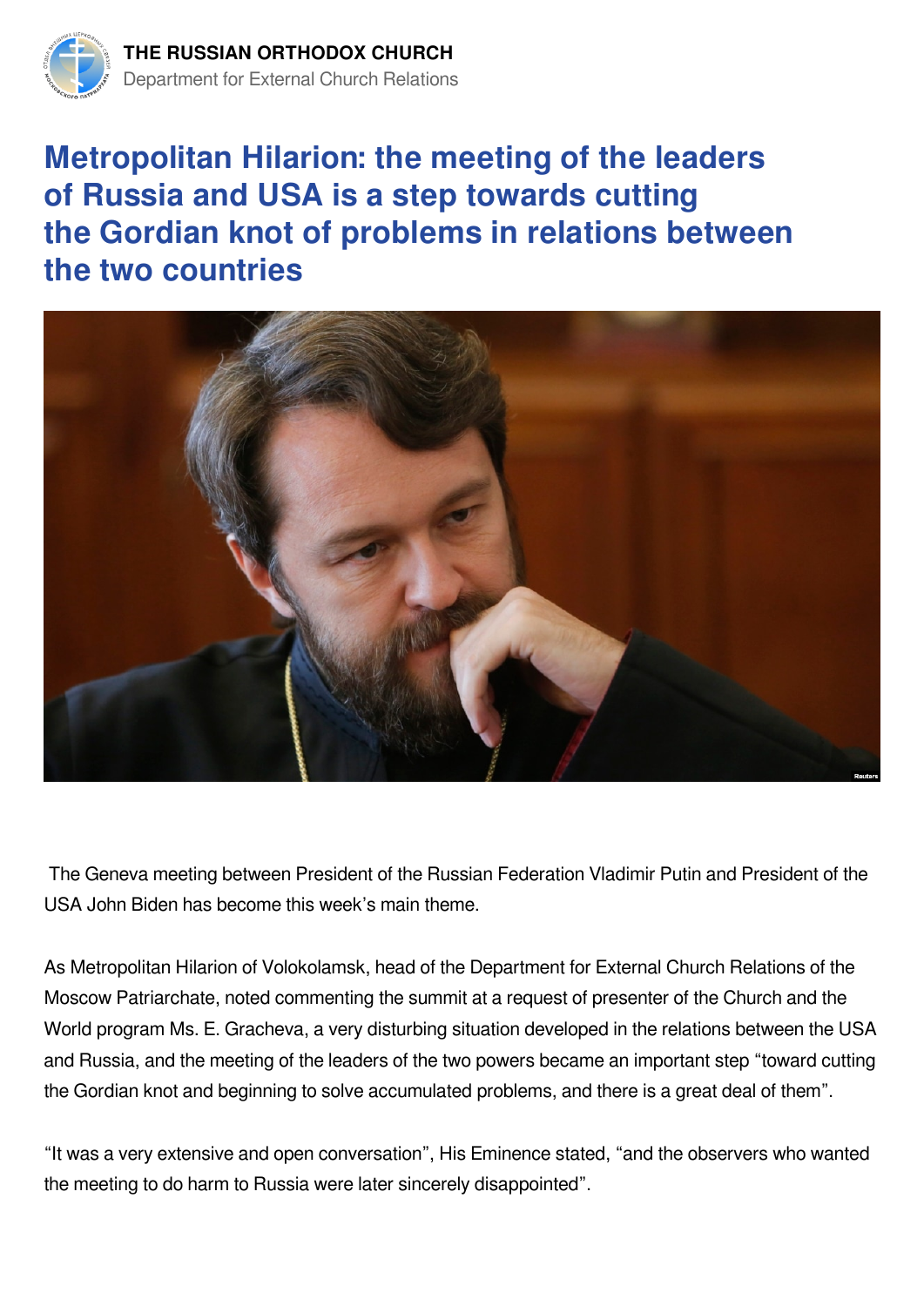THE RUSSIAN ORTHODOX CHURCH
Department for External Church Relations

# Metropolitan Hilarion: the meeting of the leaders of Russia and USA is a step towards cutting the Gordian knot of problems in relations between the two countries

The Geneva meeting between President of the Russian Federation Vladimir Putin and President of the USA John Biden has become this week's main theme.

As Metropolitan Hilarion of Volokolamsk, head of the Department for External Church Relations of the Moscow Patriarchate, noted commenting the summit at a request of presenter of the Church and the World program Ms. E. Gracheva, a very disturbing situation developed in the relations between the USA and Russia, and the meeting of the leaders of the two powers became an important step "toward cutting the Gordian knot and beginning to solve accumulated problems, and there is a great deal of them".

"It was a very extensive and open conversation", His Eminence stated, "and the observers who wanted the meeting to do harm to Russia were later sincerely disappointed".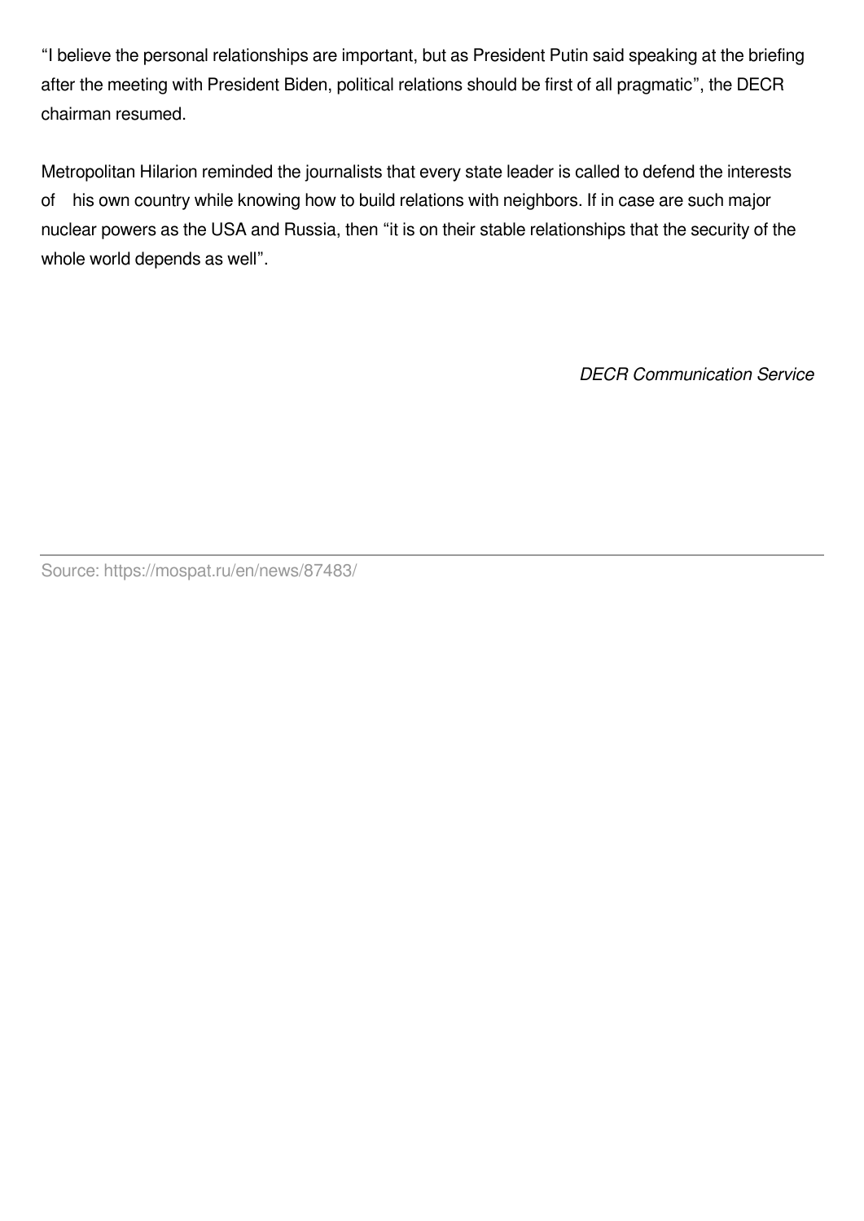"I believe the personal relationships are important, but as President Putin said speaking at the briefing after the meeting with President Biden, political relations should be first of all pragmatic", the DECR chairman resumed.

Metropolitan Hilarion reminded the journalists that every state leader is called to defend the interests of his own country while knowing how to build relations with neighbors. If in case are such major nuclear powers as the USA and Russia, then "it is on their stable relationships that the security of the whole world depends as well".

*DECR Communication Service*

---

Source: https://mospat.ru/en/news/87483/